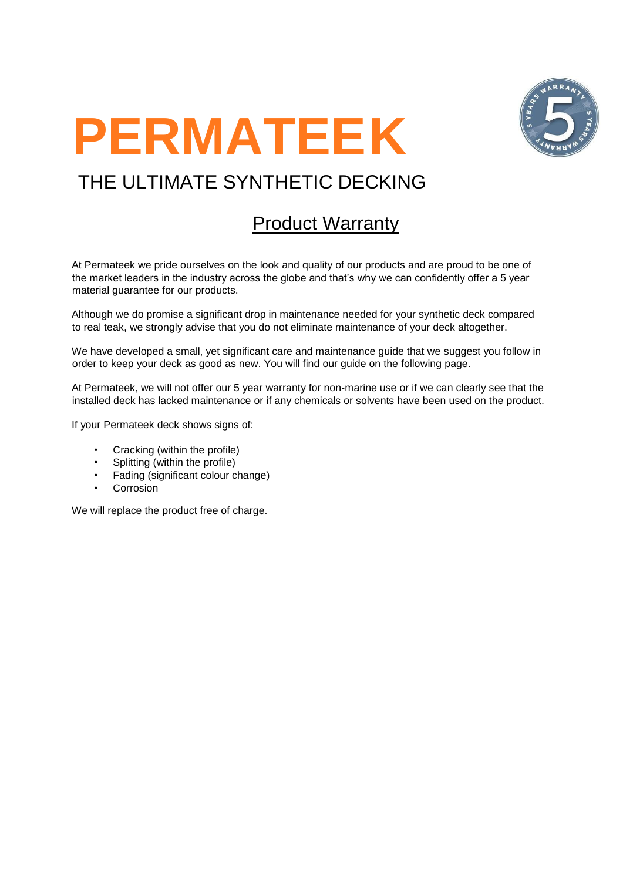# PERMATEEK

## THE ULTIMATE SYNTHETIC DECKING

## Product Warranty

At Permateek we pride ourselves on the look and quality of our products and are proud to be one of the market leaders in the industry across the globe and that's why we can confidently offer a 5 year material guarantee for our products.

Although we do promise a significant drop in maintenance needed for your synthetic deck compared to real teak, we strongly advise that you do not eliminate maintenance of your deck altogether.

We have developed a small, yet significant care and maintenance guide that we suggest you follow in order to keep your deck as good as new. You will find our guide on the following page.

At Permateek, we will not offer our 5 year warranty for non-marine use or if we can clearly see that the installed deck has lacked maintenance or if any chemicals or solvents have been used on the product.

If your Permateek deck shows signs of:

- Cracking (within the profile)
- Splitting (within the profile)
- Fading (significant colour change)
- Corrosion

We will replace the product free of charge.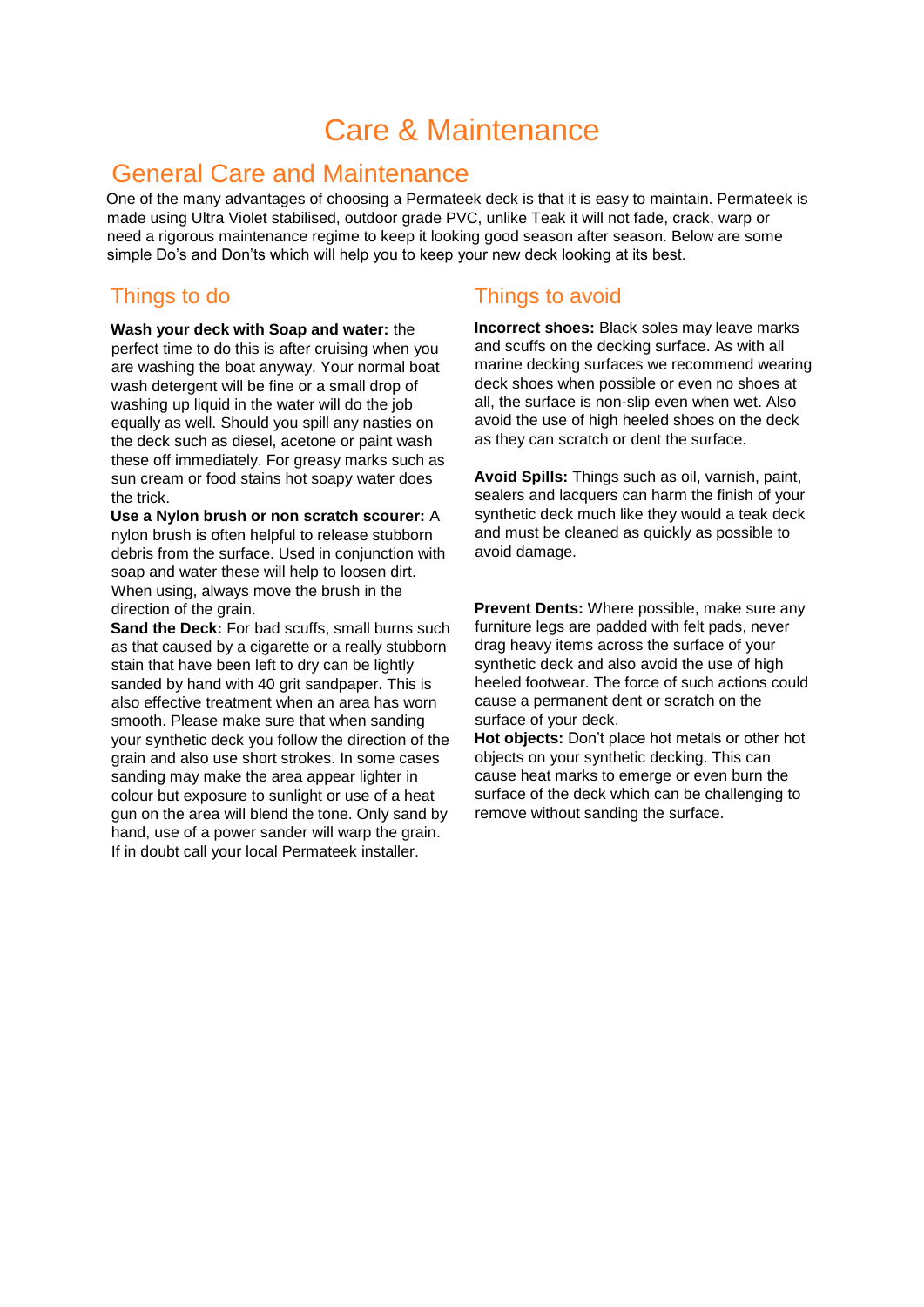# Care & Maintenance

## General Care and Maintenance

One of the many advantages of choosing a Permateek deck is that it is easy to maintain. Permateek is made using Ultra Violet stabilised, outdoor grade PVC, unlike Teak it will not fade, crack, warp or need a rigorous maintenance regime to keep it looking good season after season. Below are some simple Do's and Don'ts which will help you to keep your new deck looking at its best.

### Things to do

**Wash your deck with Soap and water:** the perfect time to do this is after cruising when you are washing the boat anyway. Your normal boat wash detergent will be fine or a small drop of washing up liquid in the water will do the job equally as well. Should you spill any nasties on the deck such as diesel, acetone or paint wash these off immediately. For greasy marks such as sun cream or food stains hot soapy water does the trick.

**Use a Nylon brush or non scratch scourer:** A nylon brush is often helpful to release stubborn debris from the surface. Used in conjunction with soap and water these will help to loosen dirt. When using, always move the brush in the direction of the grain.

**Sand the Deck:** For bad scuffs, small burns such as that caused by a cigarette or a really stubborn stain that have been left to dry can be lightly sanded by hand with 40 grit sandpaper. This is also effective treatment when an area has worn smooth. Please make sure that when sanding your synthetic deck you follow the direction of the grain and also use short strokes. In some cases sanding may make the area appear lighter in colour but exposure to sunlight or use of a heat gun on the area will blend the tone. Only sand by hand, use of a power sander will warp the grain. If in doubt call your local Permateek installer.

### Things to avoid

**Incorrect shoes:** Black soles may leave marks and scuffs on the decking surface. As with all marine decking surfaces we recommend wearing deck shoes when possible or even no shoes at all, the surface is non-slip even when wet. Also avoid the use of high heeled shoes on the deck as they can scratch or dent the surface.

**Avoid Spills:** Things such as oil, varnish, paint, sealers and lacquers can harm the finish of your synthetic deck much like they would a teak deck and must be cleaned as quickly as possible to avoid damage.

**Prevent Dents:** Where possible, make sure any furniture legs are padded with felt pads, never drag heavy items across the surface of your synthetic deck and also avoid the use of high heeled footwear. The force of such actions could cause a permanent dent or scratch on the surface of your deck.

**Hot objects:** Don't place hot metals or other hot objects on your synthetic decking. This can cause heat marks to emerge or even burn the surface of the deck which can be challenging to remove without sanding the surface.